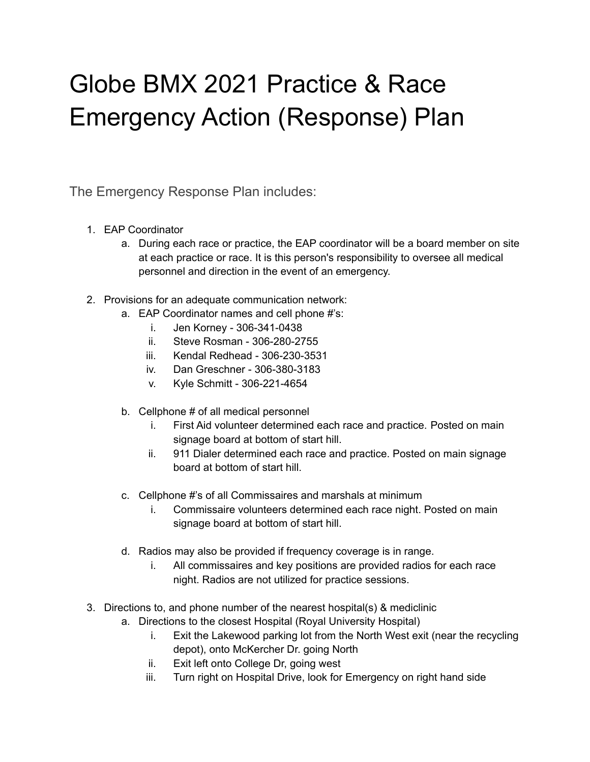# Globe BMX 2021 Practice & Race Emergency Action (Response) Plan

## The Emergency Response Plan includes:

1. EAP Coordinator
   a. During each race or practice, the EAP coordinator will be a board member on site at each practice or race. It is this person's responsibility to oversee all medical personnel and direction in the event of an emergency.

2. Provisions for an adequate communication network:
   a. EAP Coordinator names and cell phone #'s:
      i. Jen Korney - 306-341-0438
      ii. Steve Rosman - 306-280-2755
      iii. Kendal Redhead - 306-230-3531
      iv. Dan Greschner - 306-380-3183
      v. Kyle Schmitt - 306-221-4654

   b. Cellphone # of all medical personnel
      i. First Aid volunteer determined each race and practice. Posted on main signage board at bottom of start hill.
      ii. 911 Dialer determined each race and practice. Posted on main signage board at bottom of start hill.

   c. Cellphone #'s of all Commissaires and marshals at minimum
      i. Commissaire volunteers determined each race night. Posted on main signage board at bottom of start hill.

   d. Radios may also be provided if frequency coverage is in range.
      i. All commissaires and key positions are provided radios for each race night. Radios are not utilized for practice sessions.

3. Directions to, and phone number of the nearest hospital(s) & mediclinic
   a. Directions to the closest Hospital (Royal University Hospital)
      i. Exit the Lakewood parking lot from the North West exit (near the recycling depot), onto McKercher Dr. going North
      ii. Exit left onto College Dr, going west
      iii. Turn right on Hospital Drive, look for Emergency on right hand side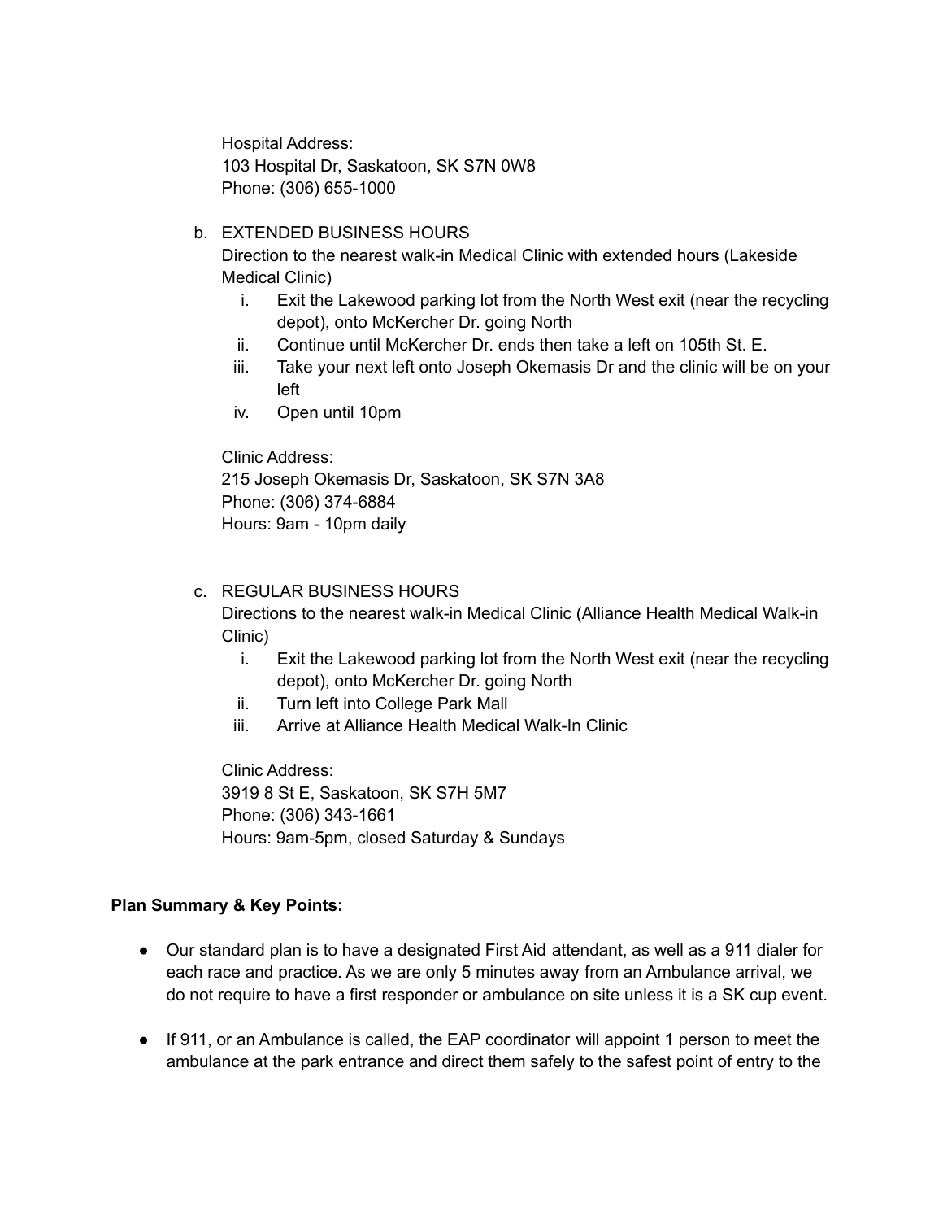Hospital Address:
103 Hospital Dr, Saskatoon, SK S7N 0W8
Phone: (306) 655-1000

b. EXTENDED BUSINESS HOURS
   Direction to the nearest walk-in Medical Clinic with extended hours (Lakeside Medical Clinic)
   i. Exit the Lakewood parking lot from the North West exit (near the recycling depot), onto McKercher Dr. going North
   ii. Continue until McKercher Dr. ends then take a left on 105th St. E.
   iii. Take your next left onto Joseph Okemasis Dr and the clinic will be on your left
   iv. Open until 10pm

   Clinic Address:
   215 Joseph Okemasis Dr, Saskatoon, SK S7N 3A8
   Phone: (306) 374-6884
   Hours: 9am - 10pm daily

c. REGULAR BUSINESS HOURS
   Directions to the nearest walk-in Medical Clinic (Alliance Health Medical Walk-in Clinic)
   i. Exit the Lakewood parking lot from the North West exit (near the recycling depot), onto McKercher Dr. going North
   ii. Turn left into College Park Mall
   iii. Arrive at Alliance Health Medical Walk-In Clinic

   Clinic Address:
   3919 8 St E, Saskatoon, SK S7H 5M7
   Phone: (306) 343-1661
   Hours: 9am-5pm, closed Saturday & Sundays

**Plan Summary & Key Points:**

- Our standard plan is to have a designated First Aid attendant, as well as a 911 dialer for each race and practice. As we are only 5 minutes away from an Ambulance arrival, we do not require to have a first responder or ambulance on site unless it is a SK cup event.

- If 911, or an Ambulance is called, the EAP coordinator will appoint 1 person to meet the ambulance at the park entrance and direct them safely to the safest point of entry to the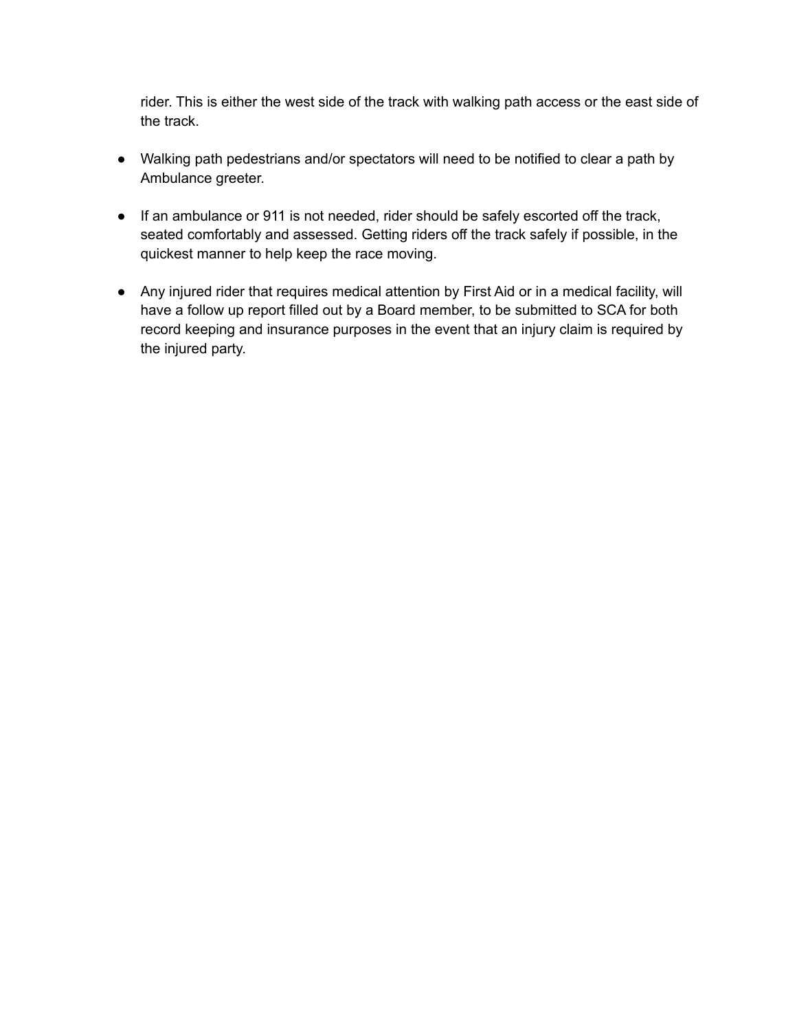rider. This is either the west side of the track with walking path access or the east side of the track.

- Walking path pedestrians and/or spectators will need to be notified to clear a path by Ambulance greeter.

- If an ambulance or 911 is not needed, rider should be safely escorted off the track, seated comfortably and assessed. Getting riders off the track safely if possible, in the quickest manner to help keep the race moving.

- Any injured rider that requires medical attention by First Aid or in a medical facility, will have a follow up report filled out by a Board member, to be submitted to SCA for both record keeping and insurance purposes in the event that an injury claim is required by the injured party.